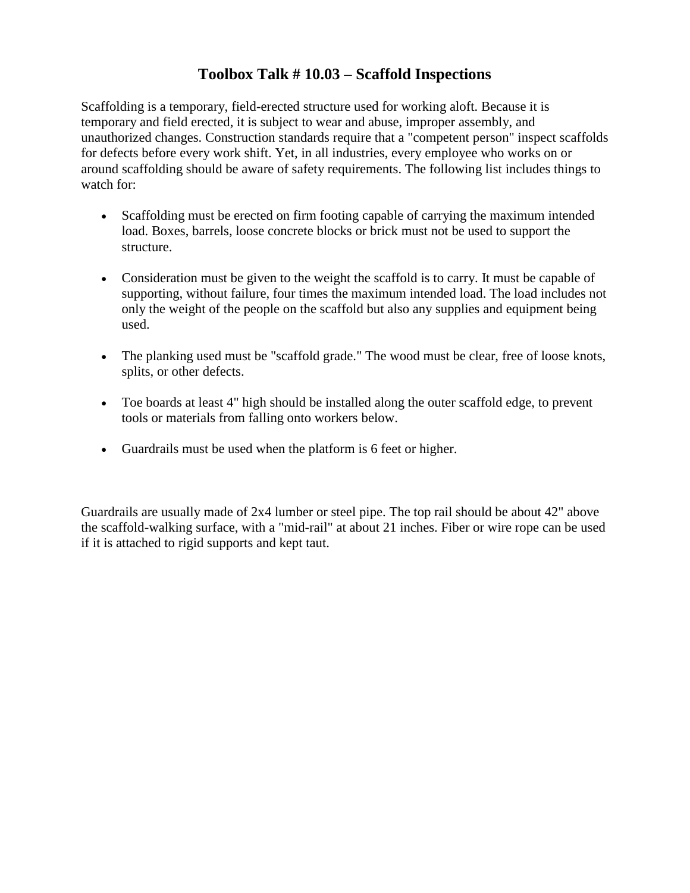# Toolbox Talk # 10.03 – Scaffold Inspections

Scaffolding is a temporary, field-erected structure used for working aloft. Because it is temporary and field erected, it is subject to wear and abuse, improper assembly, and unauthorized changes. Construction standards require that a "competent person" inspect scaffolds for defects before every work shift. Yet, in all industries, every employee who works on or around scaffolding should be aware of safety requirements. The following list includes things to watch for:

- Scaffolding must be erected on firm footing capable of carrying the maximum intended load. Boxes, barrels, loose concrete blocks or brick must not be used to support the structure.

- Consideration must be given to the weight the scaffold is to carry. It must be capable of supporting, without failure, four times the maximum intended load. The load includes not only the weight of the people on the scaffold but also any supplies and equipment being used.

- The planking used must be "scaffold grade." The wood must be clear, free of loose knots, splits, or other defects.

- Toe boards at least 4" high should be installed along the outer scaffold edge, to prevent tools or materials from falling onto workers below.

- Guardrails must be used when the platform is 6 feet or higher.

Guardrails are usually made of 2x4 lumber or steel pipe. The top rail should be about 42" above the scaffold-walking surface, with a "mid-rail" at about 21 inches. Fiber or wire rope can be used if it is attached to rigid supports and kept taut.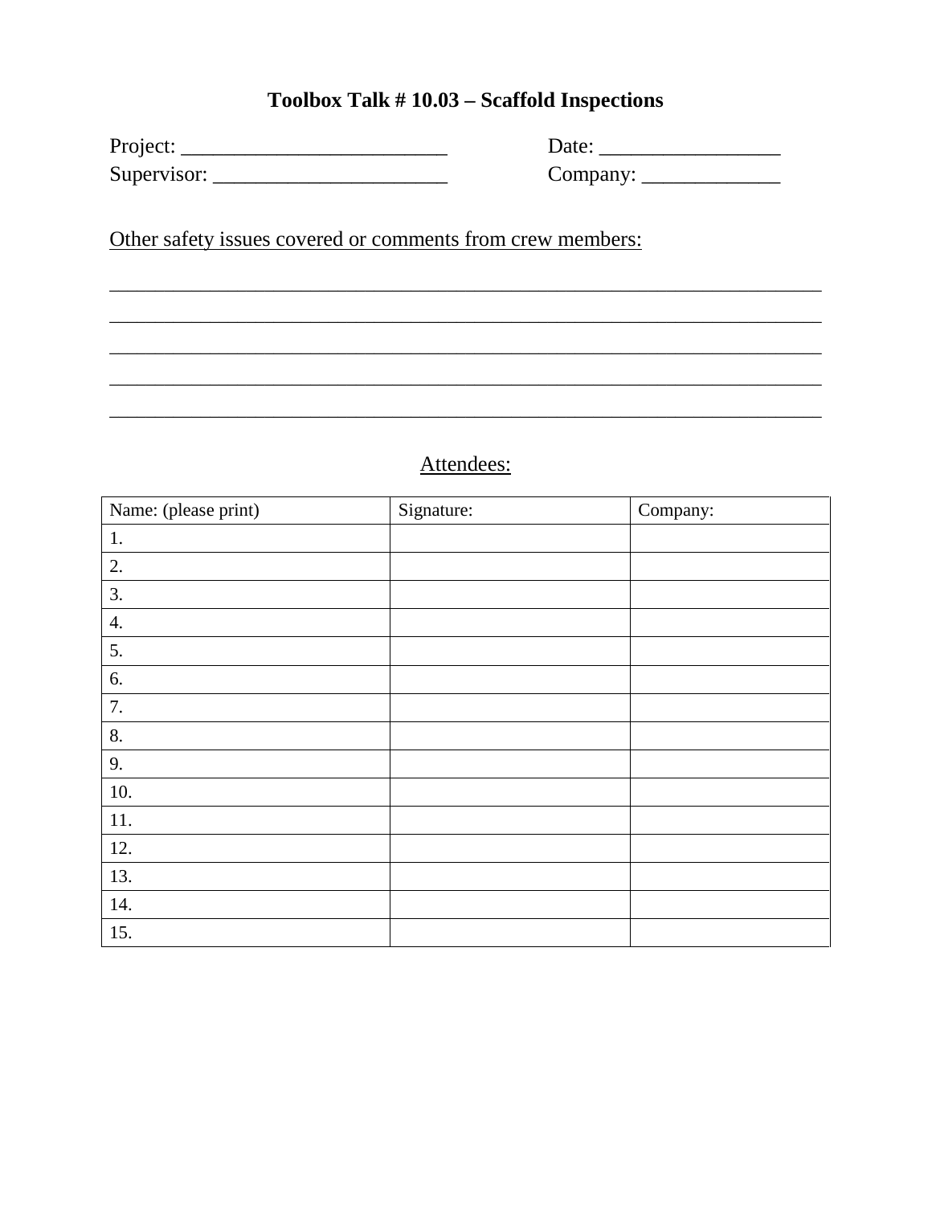**Toolbox Talk # 10.03 – Scaffold Inspections**

Project: _________________________ Date: _________________

Supervisor: ______________________ Company: _____________

Other safety issues covered or comments from crew members:

___________________________________________________________________________

___________________________________________________________________________

___________________________________________________________________________

___________________________________________________________________________

___________________________________________________________________________

Attendees:

| Name: (please print) | Signature: | Company: |
|---|---|---|
| 1. | | |
| 2. | | |
| 3. | | |
| 4. | | |
| 5. | | |
| 6. | | |
| 7. | | |
| 8. | | |
| 9. | | |
| 10. | | |
| 11. | | |
| 12. | | |
| 13. | | |
| 14. | | |
| 15. | | |